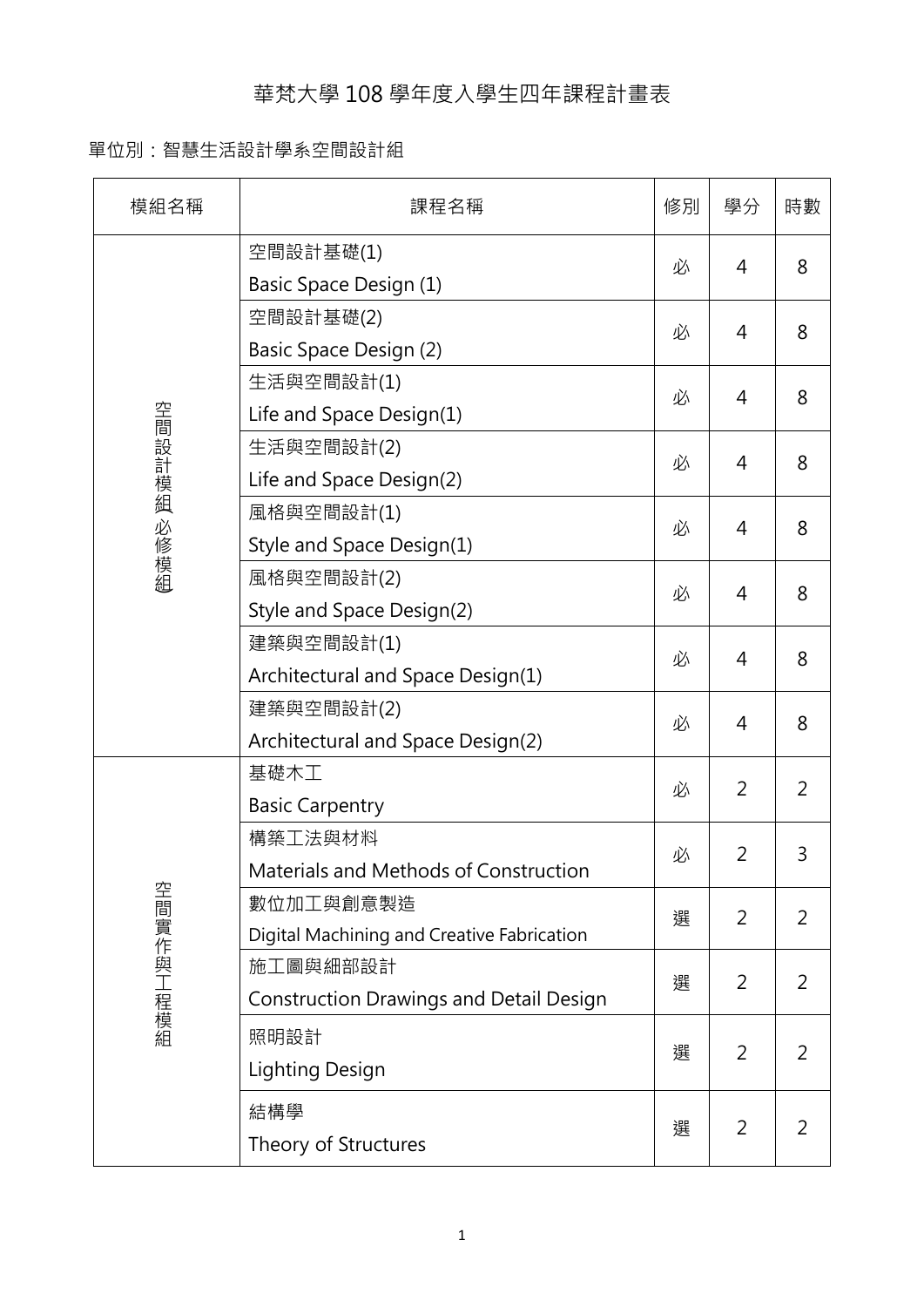# 華梵大學 108 學年度入學生四年課程計畫表

單位別：智慧生活設計學系空間設計組

| 模組名稱 | 課程名稱 | 修別 | 學分 | 時數 |
|---|---|---|---|---|
| 空間設計模組(必修模組) | 空間設計基礎(1)<br>Basic Space Design (1) | 必 | 4 | 8 |
| | 空間設計基礎(2)<br>Basic Space Design (2) | 必 | 4 | 8 |
| | 生活與空間設計(1)<br>Life and Space Design(1) | 必 | 4 | 8 |
| | 生活與空間設計(2)<br>Life and Space Design(2) | 必 | 4 | 8 |
| | 風格與空間設計(1)<br>Style and Space Design(1) | 必 | 4 | 8 |
| | 風格與空間設計(2)<br>Style and Space Design(2) | 必 | 4 | 8 |
| | 建築與空間設計(1)<br>Architectural and Space Design(1) | 必 | 4 | 8 |
| | 建築與空間設計(2)<br>Architectural and Space Design(2) | 必 | 4 | 8 |
| 空間實作與工程模組 | 基礎木工<br>Basic Carpentry | 必 | 2 | 2 |
| | 構築工法與材料<br>Materials and Methods of Construction | 必 | 2 | 3 |
| | 數位加工與創意製造<br>Digital Machining and Creative Fabrication | 選 | 2 | 2 |
| | 施工圖與細部設計<br>Construction Drawings and Detail Design | 選 | 2 | 2 |
| | 照明設計<br>Lighting Design | 選 | 2 | 2 |
| | 結構學<br>Theory of Structures | 選 | 2 | 2 |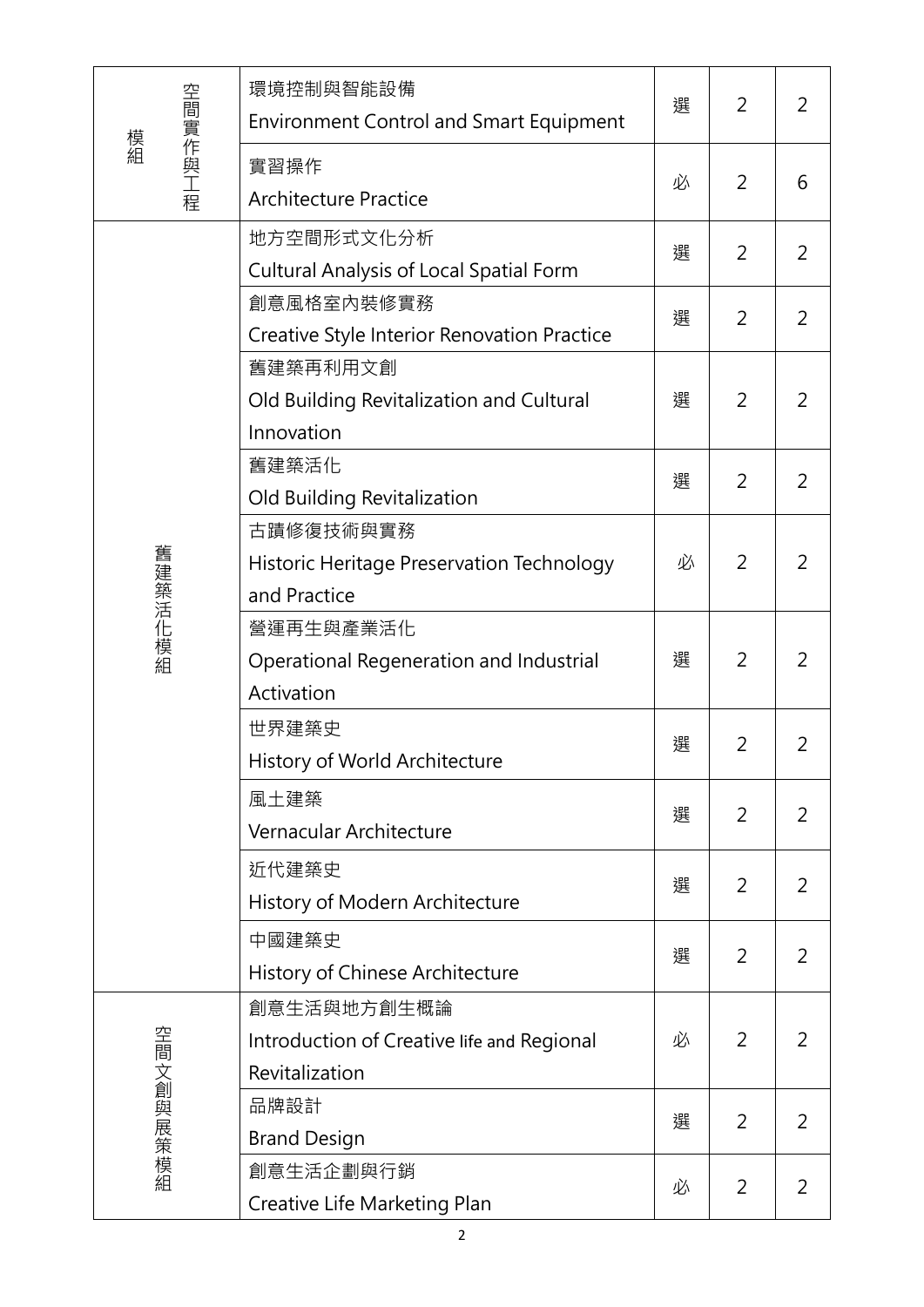| | | | | |
|---|---|---|---|---|
| 空間實作與工程模組 | 環境控制與智能設備<br>Environment Control and Smart Equipment | 選 | 2 | 2 |
| | 實習操作<br>Architecture Practice | 必 | 2 | 6 |
| 舊建築活化模組 | 地方空間形式文化分析<br>Cultural Analysis of Local Spatial Form | 選 | 2 | 2 |
| | 創意風格室內裝修實務<br>Creative Style Interior Renovation Practice | 選 | 2 | 2 |
| | 舊建築再利用文創<br>Old Building Revitalization and Cultural Innovation | 選 | 2 | 2 |
| | 舊建築活化<br>Old Building Revitalization | 選 | 2 | 2 |
| | 古蹟修復技術與實務<br>Historic Heritage Preservation Technology and Practice | 必 | 2 | 2 |
| | 營運再生與產業活化<br>Operational Regeneration and Industrial Activation | 選 | 2 | 2 |
| | 世界建築史<br>History of World Architecture | 選 | 2 | 2 |
| | 風土建築<br>Vernacular Architecture | 選 | 2 | 2 |
| | 近代建築史<br>History of Modern Architecture | 選 | 2 | 2 |
| | 中國建築史<br>History of Chinese Architecture | 選 | 2 | 2 |
| 空間文創與展策模組 | 創意生活與地方創生概論<br>Introduction of Creative life and Regional Revitalization | 必 | 2 | 2 |
| | 品牌設計<br>Brand Design | 選 | 2 | 2 |
| | 創意生活企劃與行銷<br>Creative Life Marketing Plan | 必 | 2 | 2 |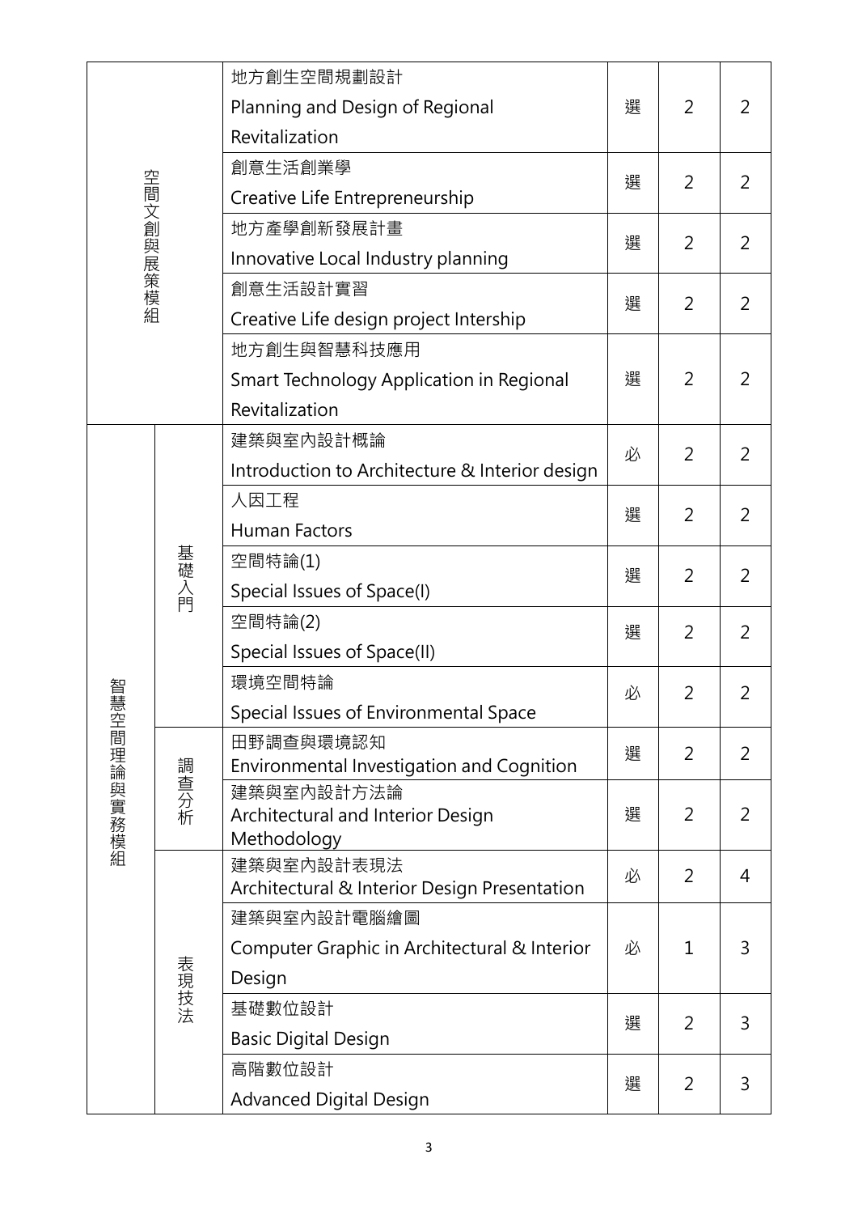| | | | | | |
|---|---|---|---|---|---|
| 空間文創與展策模組 | | 地方創生空間規劃設計<br>Planning and Design of Regional Revitalization | 選 | 2 | 2 |
| | | 創意生活創業學<br>Creative Life Entrepreneurship | 選 | 2 | 2 |
| | | 地方產學創新發展計畫<br>Innovative Local Industry planning | 選 | 2 | 2 |
| | | 創意生活設計實習<br>Creative Life design project Intership | 選 | 2 | 2 |
| | | 地方創生與智慧科技應用<br>Smart Technology Application in Regional Revitalization | 選 | 2 | 2 |
| 智慧空間理論與實務模組 | 基礎入門 | 建築與室內設計概論<br>Introduction to Architecture & Interior design | 必 | 2 | 2 |
| | | 人因工程<br>Human Factors | 選 | 2 | 2 |
| | | 空間特論(1)<br>Special Issues of Space(I) | 選 | 2 | 2 |
| | | 空間特論(2)<br>Special Issues of Space(II) | 選 | 2 | 2 |
| | | 環境空間特論<br>Special Issues of Environmental Space | 必 | 2 | 2 |
| | 調查分析 | 田野調查與環境認知<br>Environmental Investigation and Cognition | 選 | 2 | 2 |
| | | 建築與室內設計方法論<br>Architectural and Interior Design Methodology | 選 | 2 | 2 |
| | 表現技法 | 建築與室內設計表現法<br>Architectural & Interior Design Presentation | 必 | 2 | 4 |
| | | 建築與室內設計電腦繪圖<br>Computer Graphic in Architectural & Interior Design | 必 | 1 | 3 |
| | | 基礎數位設計<br>Basic Digital Design | 選 | 2 | 3 |
| | | 高階數位設計<br>Advanced Digital Design | 選 | 2 | 3 |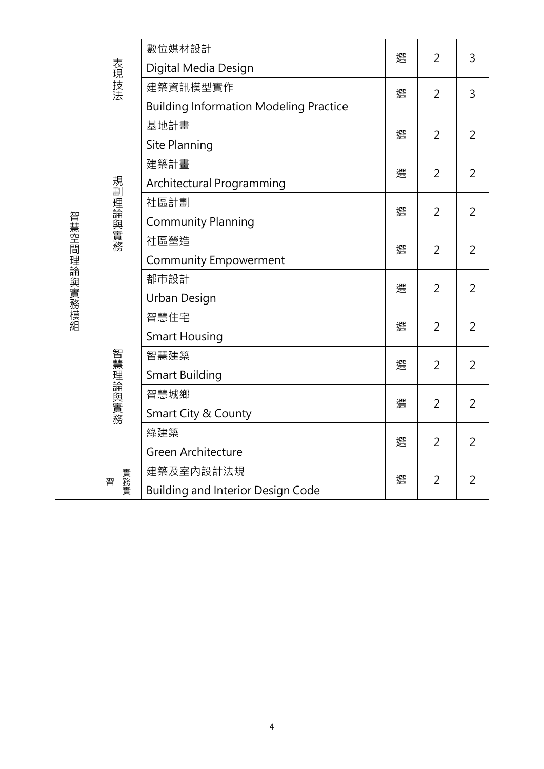| | | | | | |
|---|---|---|---|---|---|
| 智慧空間理論與實務模組 | 表現技法 | 數位媒材設計<br>Digital Media Design | 選 | 2 | 3 |
| | | 建築資訊模型實作<br>Building Information Modeling Practice | 選 | 2 | 3 |
| | 規劃理論與實務 | 基地計畫<br>Site Planning | 選 | 2 | 2 |
| | | 建築計畫<br>Architectural Programming | 選 | 2 | 2 |
| | | 社區計劃<br>Community Planning | 選 | 2 | 2 |
| | | 社區營造<br>Community Empowerment | 選 | 2 | 2 |
| | | 都市設計<br>Urban Design | 選 | 2 | 2 |
| | 智慧理論與實務 | 智慧住宅<br>Smart Housing | 選 | 2 | 2 |
| | | 智慧建築<br>Smart Building | 選 | 2 | 2 |
| | | 智慧城鄉<br>Smart City & County | 選 | 2 | 2 |
| | | 綠建築<br>Green Architecture | 選 | 2 | 2 |
| | 實務實習 | 建築及室內設計法規<br>Building and Interior Design Code | 選 | 2 | 2 |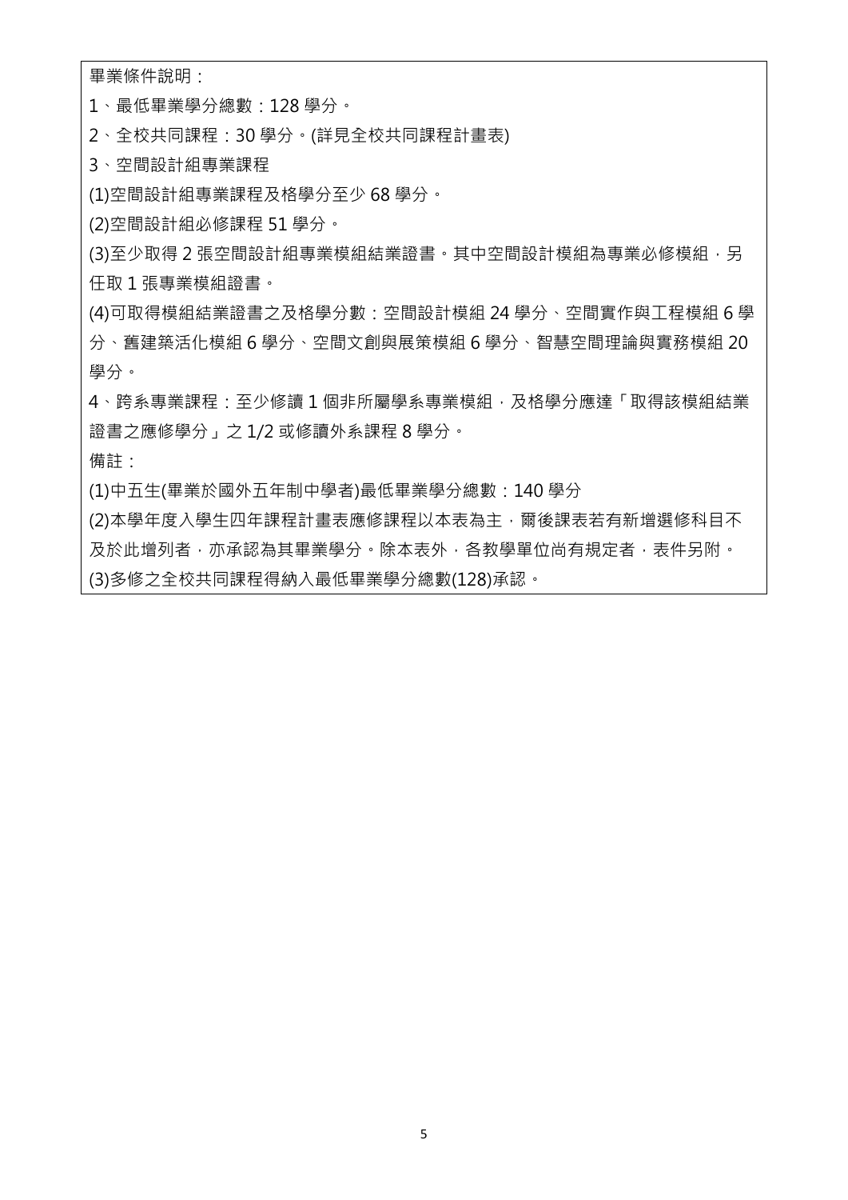畢業條件說明：

1、最低畢業學分總數：128 學分。

2、全校共同課程：30 學分。(詳見全校共同課程計畫表)

3、空間設計組專業課程

(1)空間設計組專業課程及格學分至少 68 學分。

(2)空間設計組必修課程 51 學分。

(3)至少取得 2 張空間設計組專業模組結業證書。其中空間設計模組為專業必修模組，另任取 1 張專業模組證書。

(4)可取得模組結業證書之及格學分數：空間設計模組 24 學分、空間實作與工程模組 6 學分、舊建築活化模組 6 學分、空間文創與展策模組 6 學分、智慧空間理論與實務模組 20 學分。

4、跨系專業課程：至少修讀 1 個非所屬學系專業模組，及格學分應達「取得該模組結業證書之應修學分」之 1/2 或修讀外系課程 8 學分。

備註：

(1)中五生(畢業於國外五年制中學者)最低畢業學分總數：140 學分

(2)本學年度入學生四年課程計畫表應修課程以本表為主，爾後課表若有新增選修科目不及於此增列者，亦承認為其畢業學分。除本表外，各教學單位尚有規定者，表件另附。

(3)多修之全校共同課程得納入最低畢業學分總數(128)承認。